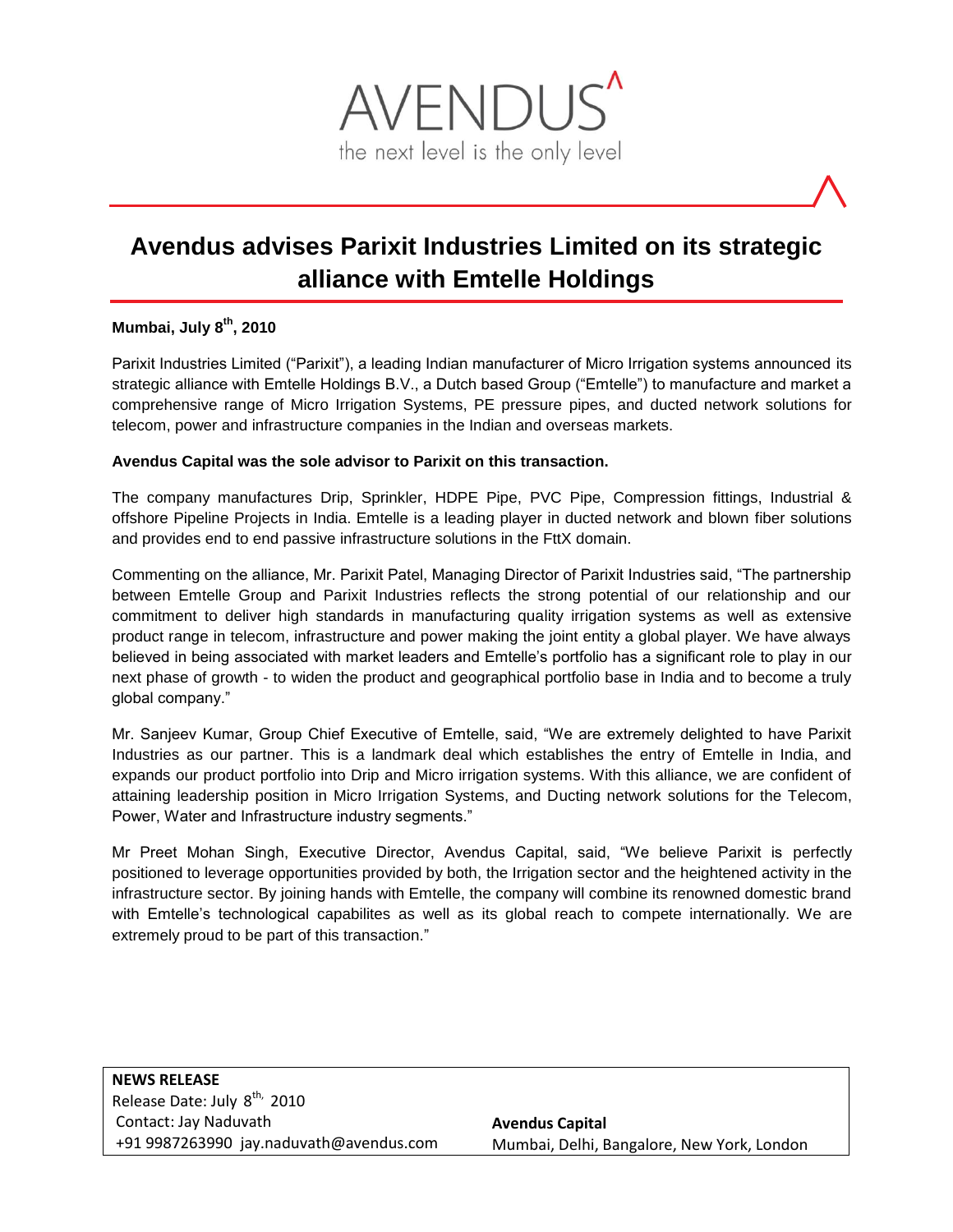AVENDUS

the next level is the only level

# Avendus advises Parixit Industries Limited on its strategic alliance with Emtelle Holdings

**Mumbai, July 8th, 2010**

Parixit Industries Limited ("Parixit"), a leading Indian manufacturer of Micro Irrigation systems announced its strategic alliance with Emtelle Holdings B.V., a Dutch based Group ("Emtelle") to manufacture and market a comprehensive range of Micro Irrigation Systems, PE pressure pipes, and ducted network solutions for telecom, power and infrastructure companies in the Indian and overseas markets.

**Avendus Capital was the sole advisor to Parixit on this transaction.**

The company manufactures Drip, Sprinkler, HDPE Pipe, PVC Pipe, Compression fittings, Industrial & offshore Pipeline Projects in India. Emtelle is a leading player in ducted network and blown fiber solutions and provides end to end passive infrastructure solutions in the FttX domain.

Commenting on the alliance, Mr. Parixit Patel, Managing Director of Parixit Industries said, "The partnership between Emtelle Group and Parixit Industries reflects the strong potential of our relationship and our commitment to deliver high standards in manufacturing quality irrigation systems as well as extensive product range in telecom, infrastructure and power making the joint entity a global player. We have always believed in being associated with market leaders and Emtelle's portfolio has a significant role to play in our next phase of growth - to widen the product and geographical portfolio base in India and to become a truly global company."

Mr. Sanjeev Kumar, Group Chief Executive of Emtelle, said, "We are extremely delighted to have Parixit Industries as our partner. This is a landmark deal which establishes the entry of Emtelle in India, and expands our product portfolio into Drip and Micro irrigation systems. With this alliance, we are confident of attaining leadership position in Micro Irrigation Systems, and Ducting network solutions for the Telecom, Power, Water and Infrastructure industry segments."

Mr Preet Mohan Singh, Executive Director, Avendus Capital, said, "We believe Parixit is perfectly positioned to leverage opportunities provided by both, the Irrigation sector and the heightened activity in the infrastructure sector. By joining hands with Emtelle, the company will combine its renowned domestic brand with Emtelle's technological capabilites as well as its global reach to compete internationally. We are extremely proud to be part of this transaction."

**NEWS RELEASE**
Release Date: July 8th, 2010
Contact: Jay Naduvath
+91 9987263990 jay.naduvath@avendus.com

**Avendus Capital**
Mumbai, Delhi, Bangalore, New York, London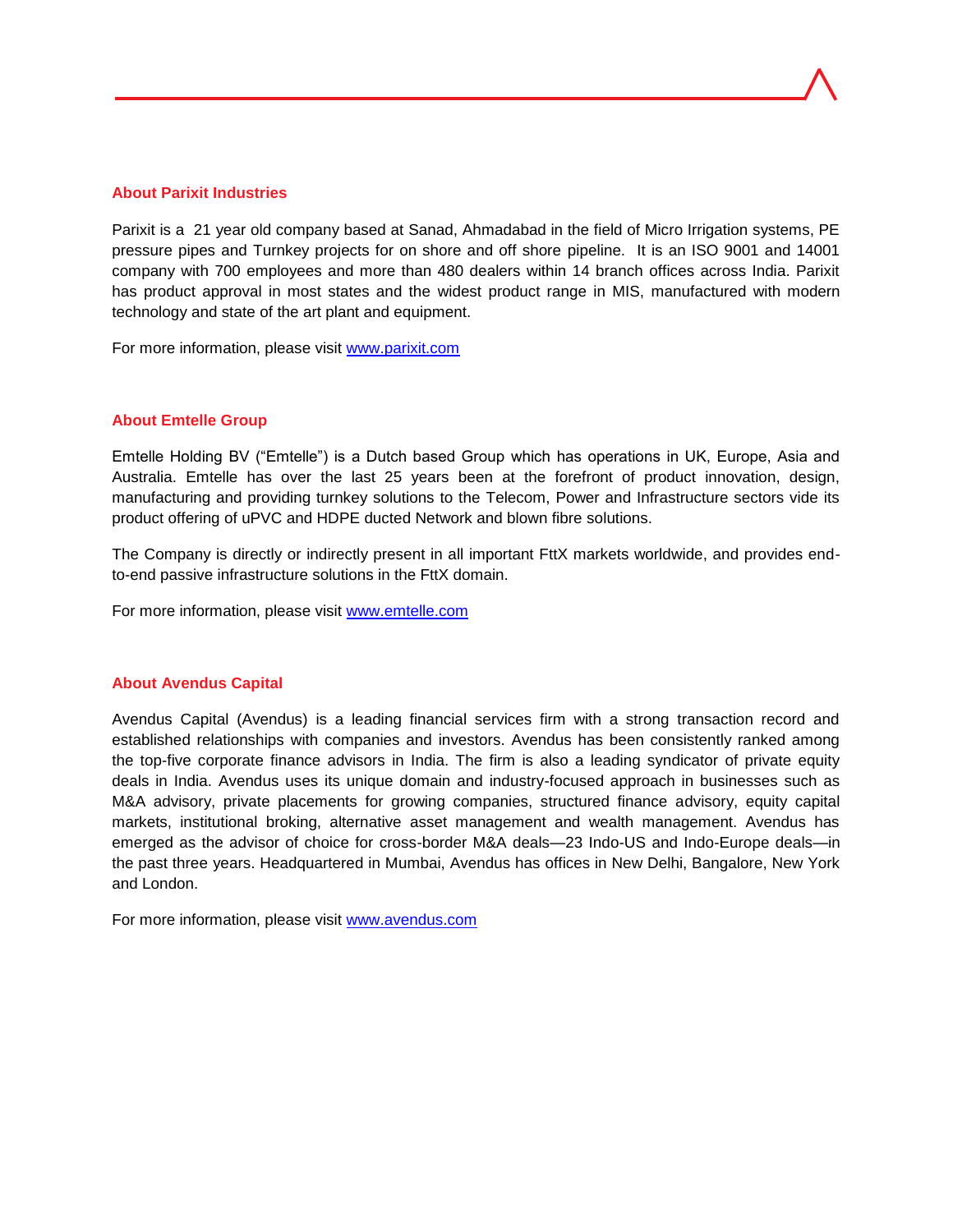## About Parixit Industries

Parixit is a 21 year old company based at Sanad, Ahmadabad in the field of Micro Irrigation systems, PE pressure pipes and Turnkey projects for on shore and off shore pipeline. It is an ISO 9001 and 14001 company with 700 employees and more than 480 dealers within 14 branch offices across India. Parixit has product approval in most states and the widest product range in MIS, manufactured with modern technology and state of the art plant and equipment.

For more information, please visit [www.parixit.com](http://www.parixit.com)

## About Emtelle Group

Emtelle Holding BV ("Emtelle") is a Dutch based Group which has operations in UK, Europe, Asia and Australia. Emtelle has over the last 25 years been at the forefront of product innovation, design, manufacturing and providing turnkey solutions to the Telecom, Power and Infrastructure sectors vide its product offering of uPVC and HDPE ducted Network and blown fibre solutions.

The Company is directly or indirectly present in all important FttX markets worldwide, and provides end-to-end passive infrastructure solutions in the FttX domain.

For more information, please visit [www.emtelle.com](http://www.emtelle.com)

## About Avendus Capital

Avendus Capital (Avendus) is a leading financial services firm with a strong transaction record and established relationships with companies and investors. Avendus has been consistently ranked among the top-five corporate finance advisors in India. The firm is also a leading syndicator of private equity deals in India. Avendus uses its unique domain and industry-focused approach in businesses such as M&A advisory, private placements for growing companies, structured finance advisory, equity capital markets, institutional broking, alternative asset management and wealth management. Avendus has emerged as the advisor of choice for cross-border M&A deals—23 Indo-US and Indo-Europe deals—in the past three years. Headquartered in Mumbai, Avendus has offices in New Delhi, Bangalore, New York and London.

For more information, please visit [www.avendus.com](http://www.avendus.com)